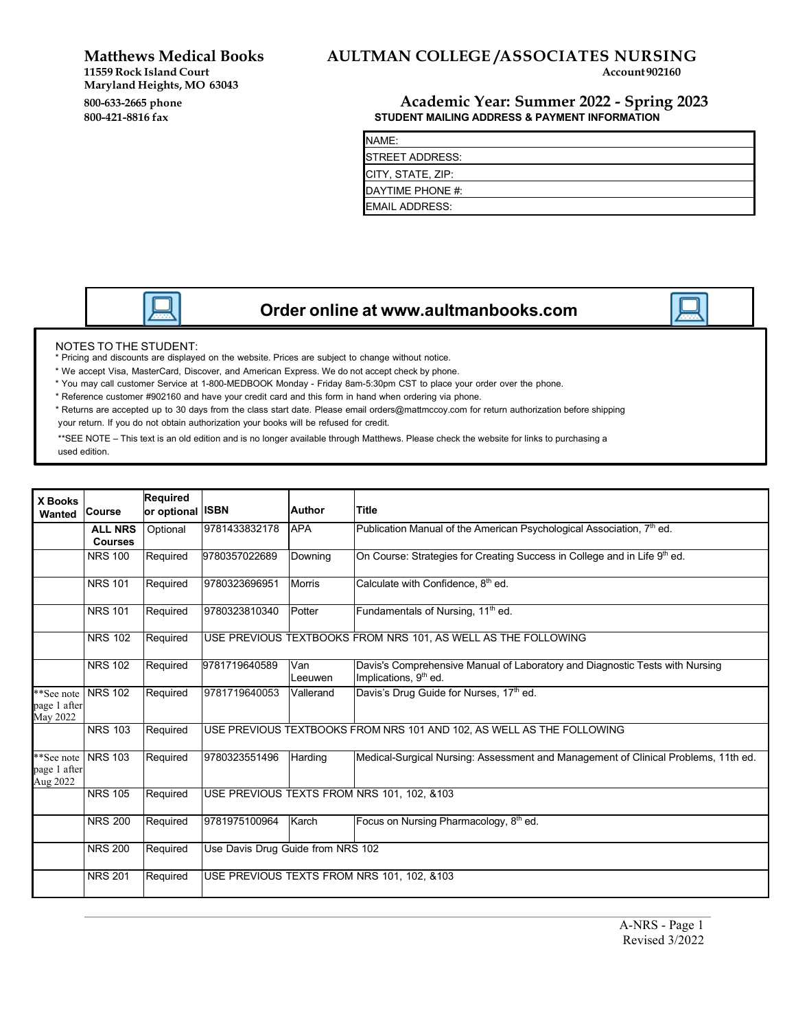**Matthews Medical Books**
11559 Rock Island Court
Maryland Heights, MO 63043
800-633-2665 phone
800-421-8816 fax

# AULTMAN COLLEGE /ASSOCIATES NURSING

Account 902160

## Academic Year: Summer 2022 - Spring 2023

**STUDENT MAILING ADDRESS & PAYMENT INFORMATION**

| NAME: |
|---|
| STREET ADDRESS: |
| CITY, STATE, ZIP: |
| DAYTIME PHONE #: |
| EMAIL ADDRESS: |

## Order online at www.aultmanbooks.com

NOTES TO THE STUDENT:

* Pricing and discounts are displayed on the website. Prices are subject to change without notice.
* We accept Visa, MasterCard, Discover, and American Express. We do not accept check by phone.
* You may call customer Service at 1-800-MEDBOOK Monday - Friday 8am-5:30pm CST to place your order over the phone.
* Reference customer #902160 and have your credit card and this form in hand when ordering via phone.
* Returns are accepted up to 30 days from the class start date. Please email orders@mattmccoy.com for return authorization before shipping your return. If you do not obtain authorization your books will be refused for credit.

**SEE NOTE – This text is an old edition and is no longer available through Matthews. Please check the website for links to purchasing a used edition.

| X Books Wanted | Course | Required or optional | ISBN | Author | Title |
|---|---|---|---|---|---|
| | **ALL NRS Courses** | Optional | 9781433832178 | APA | Publication Manual of the American Psychological Association, 7th ed. |
| | NRS 100 | Required | 9780357022689 | Downing | On Course: Strategies for Creating Success in College and in Life 9th ed. |
| | NRS 101 | Required | 9780323696951 | Morris | Calculate with Confidence, 8th ed. |
| | NRS 101 | Required | 9780323810340 | Potter | Fundamentals of Nursing, 11th ed. |
| | NRS 102 | Required | USE PREVIOUS TEXTBOOKS FROM NRS 101, AS WELL AS THE FOLLOWING | | |
| | NRS 102 | Required | 9781719640589 | Van Leeuwen | Davis's Comprehensive Manual of Laboratory and Diagnostic Tests with Nursing Implications, 9th ed. |
| **See note page 1 after May 2022 | NRS 102 | Required | 9781719640053 | Vallerand | Davis's Drug Guide for Nurses, 17th ed. |
| | NRS 103 | Required | USE PREVIOUS TEXTBOOKS FROM NRS 101 AND 102, AS WELL AS THE FOLLOWING | | |
| **See note page 1 after Aug 2022 | NRS 103 | Required | 9780323551496 | Harding | Medical-Surgical Nursing: Assessment and Management of Clinical Problems, 11th ed. |
| | NRS 105 | Required | USE PREVIOUS TEXTS FROM NRS 101, 102, &103 | | |
| | NRS 200 | Required | 9781975100964 | Karch | Focus on Nursing Pharmacology, 8th ed. |
| | NRS 200 | Required | Use Davis Drug Guide from NRS 102 | | |
| | NRS 201 | Required | USE PREVIOUS TEXTS FROM NRS 101, 102, &103 | | |

A-NRS - Page 1
Revised 3/2022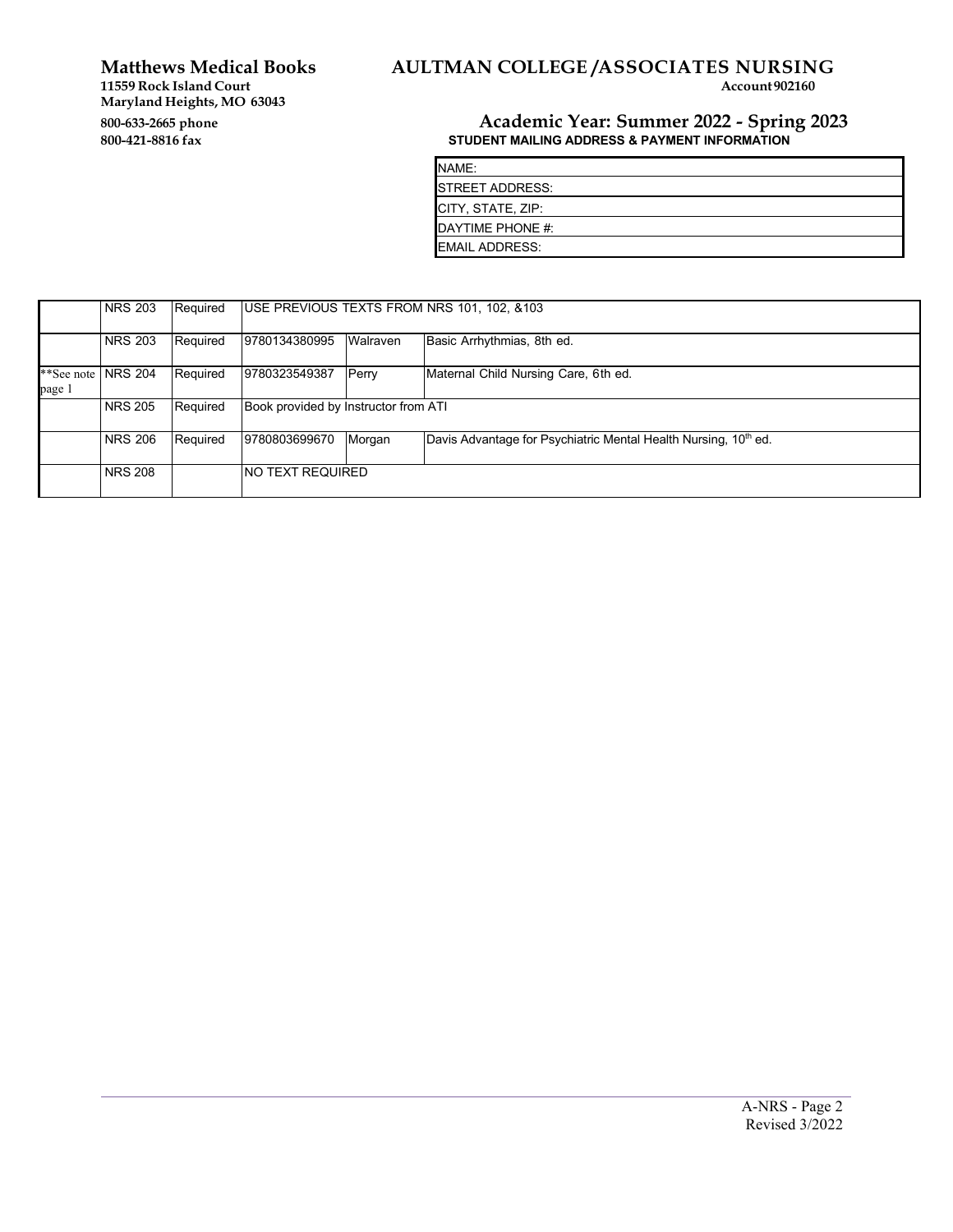**Matthews Medical Books**
**11559 Rock Island Court**
**Maryland Heights, MO 63043**
**800-633-2665 phone**
**800-421-8816 fax**

# AULTMAN COLLEGE /ASSOCIATES NURSING

**Account 902160**

## Academic Year: Summer 2022 - Spring 2023

**STUDENT MAILING ADDRESS & PAYMENT INFORMATION**

| |
|---|
| NAME: |
| STREET ADDRESS: |
| CITY, STATE, ZIP: |
| DAYTIME PHONE #: |
| EMAIL ADDRESS: |

| | | | | | |
|---|---|---|---|---|---|
| | NRS 203 | Required | USE PREVIOUS TEXTS FROM NRS 101, 102, &103 | | |
| | NRS 203 | Required | 9780134380995 | Walraven | Basic Arrhythmias, 8th ed. |
| **See note page 1 | NRS 204 | Required | 9780323549387 | Perry | Maternal Child Nursing Care, 6th ed. |
| | NRS 205 | Required | Book provided by Instructor from ATI | | |
| | NRS 206 | Required | 9780803699670 | Morgan | Davis Advantage for Psychiatric Mental Health Nursing, 10th ed. |
| | NRS 208 | | NO TEXT REQUIRED | | |

A-NRS - Page 2
Revised 3/2022